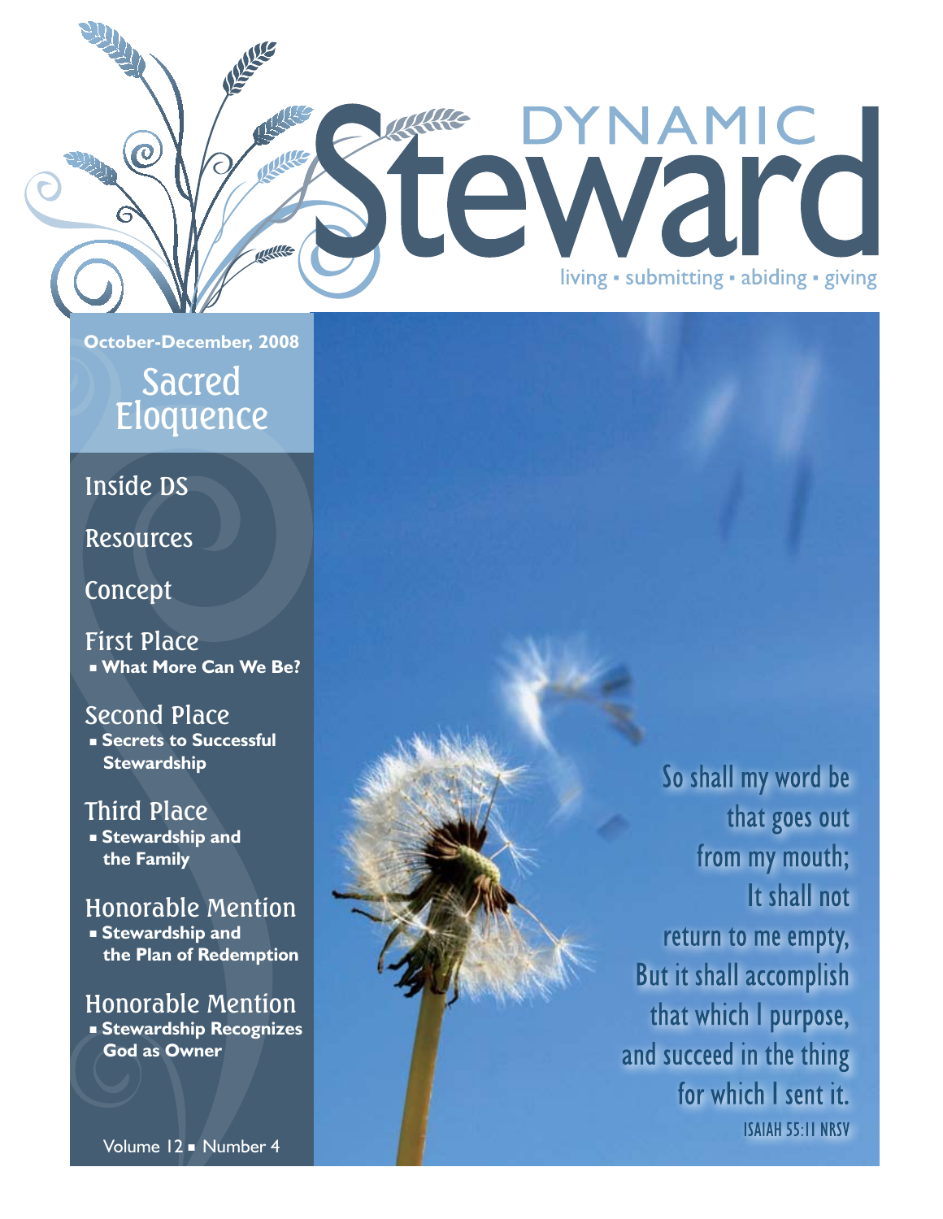# DYNAMIC Steward

living ▪ submitting ▪ abiding ▪ giving

October-December, 2008

## Sacred Eloquence

Inside DS

Resources

Concept

First Place
- What More Can We Be?

Second Place
- Secrets to Successful Stewardship

Third Place
- Stewardship and the Family

Honorable Mention
- Stewardship and the Plan of Redemption

Honorable Mention
- Stewardship Recognizes God as Owner

Volume 12 ▪ Number 4

So shall my word be
that goes out
from my mouth;
It shall not
return to me empty,
But it shall accomplish
that which I purpose,
and succeed in the thing
for which I sent it.

ISAIAH 55:11 NRSV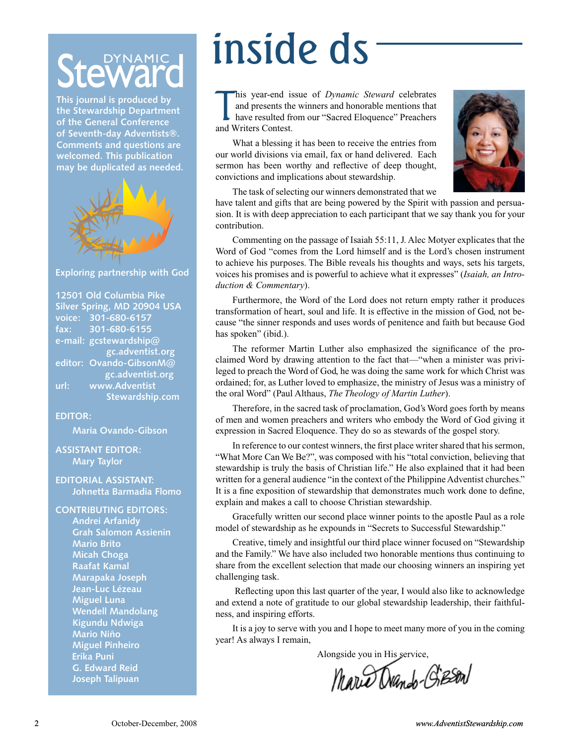# inside ds

This year-end issue of *Dynamic Steward* celebrates and presents the winners and honorable mentions that have resulted from our "Sacred Eloquence" Preachers and Writers Contest.

What a blessing it has been to receive the entries from our world divisions via email, fax or hand delivered. Each sermon has been worthy and reflective of deep thought, convictions and implications about stewardship.

The task of selecting our winners demonstrated that we have talent and gifts that are being powered by the Spirit with passion and persuasion. It is with deep appreciation to each participant that we say thank you for your contribution.

Commenting on the passage of Isaiah 55:11, J. Alec Motyer explicates that the Word of God "comes from the Lord himself and is the Lord's chosen instrument to achieve his purposes. The Bible reveals his thoughts and ways, sets his targets, voices his promises and is powerful to achieve what it expresses" (*Isaiah, an Introduction & Commentary*).

Furthermore, the Word of the Lord does not return empty rather it produces transformation of heart, soul and life. It is effective in the mission of God, not because "the sinner responds and uses words of penitence and faith but because God has spoken" (ibid.).

The reformer Martin Luther also emphasized the significance of the proclaimed Word by drawing attention to the fact that—"when a minister was privileged to preach the Word of God, he was doing the same work for which Christ was ordained; for, as Luther loved to emphasize, the ministry of Jesus was a ministry of the oral Word" (Paul Althaus, *The Theology of Martin Luther*).

Therefore, in the sacred task of proclamation, God's Word goes forth by means of men and women preachers and writers who embody the Word of God giving it expression in Sacred Eloquence. They do so as stewards of the gospel story.

In reference to our contest winners, the first place writer shared that his sermon, "What More Can We Be?", was composed with his "total conviction, believing that stewardship is truly the basis of Christian life." He also explained that it had been written for a general audience "in the context of the Philippine Adventist churches." It is a fine exposition of stewardship that demonstrates much work done to define, explain and makes a call to choose Christian stewardship.

Gracefully written our second place winner points to the apostle Paul as a role model of stewardship as he expounds in "Secrets to Successful Stewardship."

Creative, timely and insightful our third place winner focused on "Stewardship and the Family." We have also included two honorable mentions thus continuing to share from the excellent selection that made our choosing winners an inspiring yet challenging task.

Reflecting upon this last quarter of the year, I would also like to acknowledge and extend a note of gratitude to our global stewardship leadership, their faithfulness, and inspiring efforts.

It is a joy to serve with you and I hope to meet many more of you in the coming year! As always I remain,

Alongside you in His service,

Maria Ovando-Gibson

---

**Dynamic Steward**

This journal is produced by the Stewardship Department of the General Conference of Seventh-day Adventists®. Comments and questions are welcomed. This publication may be duplicated as needed.

Exploring partnership with God

12501 Old Columbia Pike
Silver Spring, MD 20904 USA
voice: 301-680-6157
fax: 301-680-6155
e-mail: gcstewardship@gc.adventist.org
editor: Ovando-GibsonM@gc.adventist.org
url: www.AdventistStewardship.com

**EDITOR:**
Maria Ovando-Gibson

**ASSISTANT EDITOR:**
Mary Taylor

**EDITORIAL ASSISTANT:**
Johnetta Barmadia Flomo

**CONTRIBUTING EDITORS:**
Andrei Arfanidy
Grah Salomon Assienin
Mario Brito
Micah Choga
Raafat Kamal
Marapaka Joseph
Jean-Luc Lézeau
Miguel Luna
Wendell Mandolang
Kigundu Ndwiga
Mario Niño
Miguel Pinheiro
Erika Puni
G. Edward Reid
Joseph Talipuan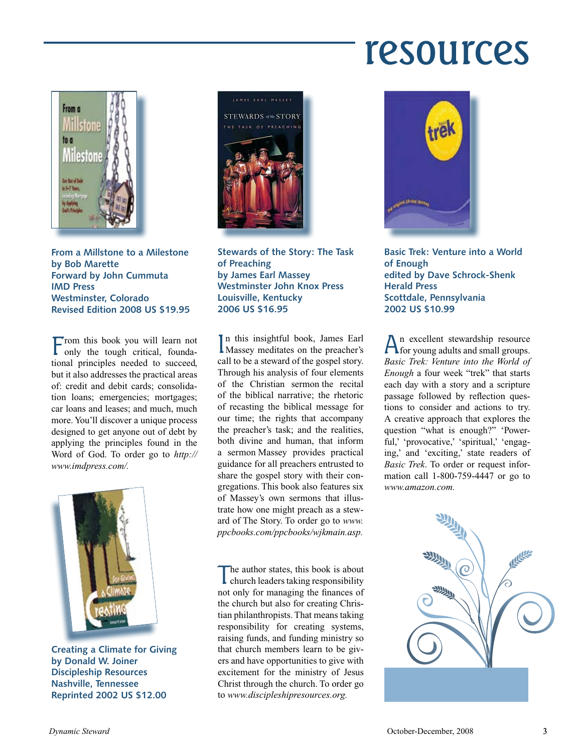# resources

**From a Millstone to a Milestone**
**by Bob Marette**
**Forward by John Cummuta**
**IMD Press**
**Westminster, Colorado**
**Revised Edition 2008 US $19.95**

From this book you will learn not only the tough critical, foundational principles needed to succeed, but it also addresses the practical areas of: credit and debit cards; consolidation loans; emergencies; mortgages; car loans and leases; and much, much more. You'll discover a unique process designed to get anyone out of debt by applying the principles found in the Word of God. To order go to *http://www.imdpress.com/.*

**Creating a Climate for Giving**
**by Donald W. Joiner**
**Discipleship Resources**
**Nashville, Tennessee**
**Reprinted 2002 US $12.00**

The author states, this book is about church leaders taking responsibility not only for managing the finances of the church but also for creating Christian philanthropists. That means taking responsibility for creating systems, raising funds, and funding ministry so that church members learn to be givers and have opportunities to give with excitement for the ministry of Jesus Christ through the church. To order go to *www.discipleshipresources.org.*

**Stewards of the Story: The Task of Preaching**
**by James Earl Massey**
**Westminster John Knox Press**
**Louisville, Kentucky**
**2006 US $16.95**

In this insightful book, James Earl Massey meditates on the preacher's call to be a steward of the gospel story. Through his analysis of four elements of the Christian sermon the recital of the biblical narrative; the rhetoric of recasting the biblical message for our time; the rights that accompany the preacher's task; and the realities, both divine and human, that inform a sermon Massey provides practical guidance for all preachers entrusted to share the gospel story with their congregations. This book also features six of Massey's own sermons that illustrate how one might preach as a steward of The Story. To order go to *www.ppcbooks.com/ppcbooks/wjkmain.asp.*

**Basic Trek: Venture into a World of Enough**
**edited by Dave Schrock-Shenk**
**Herald Press**
**Scottdale, Pennsylvania**
**2002 US $10.99**

An excellent stewardship resource for young adults and small groups. *Basic Trek: Venture into the World of Enough* a four week "trek" that starts each day with a story and a scripture passage followed by reflection questions to consider and actions to try. A creative approach that explores the question "what is enough?" 'Powerful,' 'provocative,' 'spiritual,' 'engaging,' and 'exciting,' state readers of *Basic Trek*. To order or request information call 1-800-759-4447 or go to *www.amazon.com.*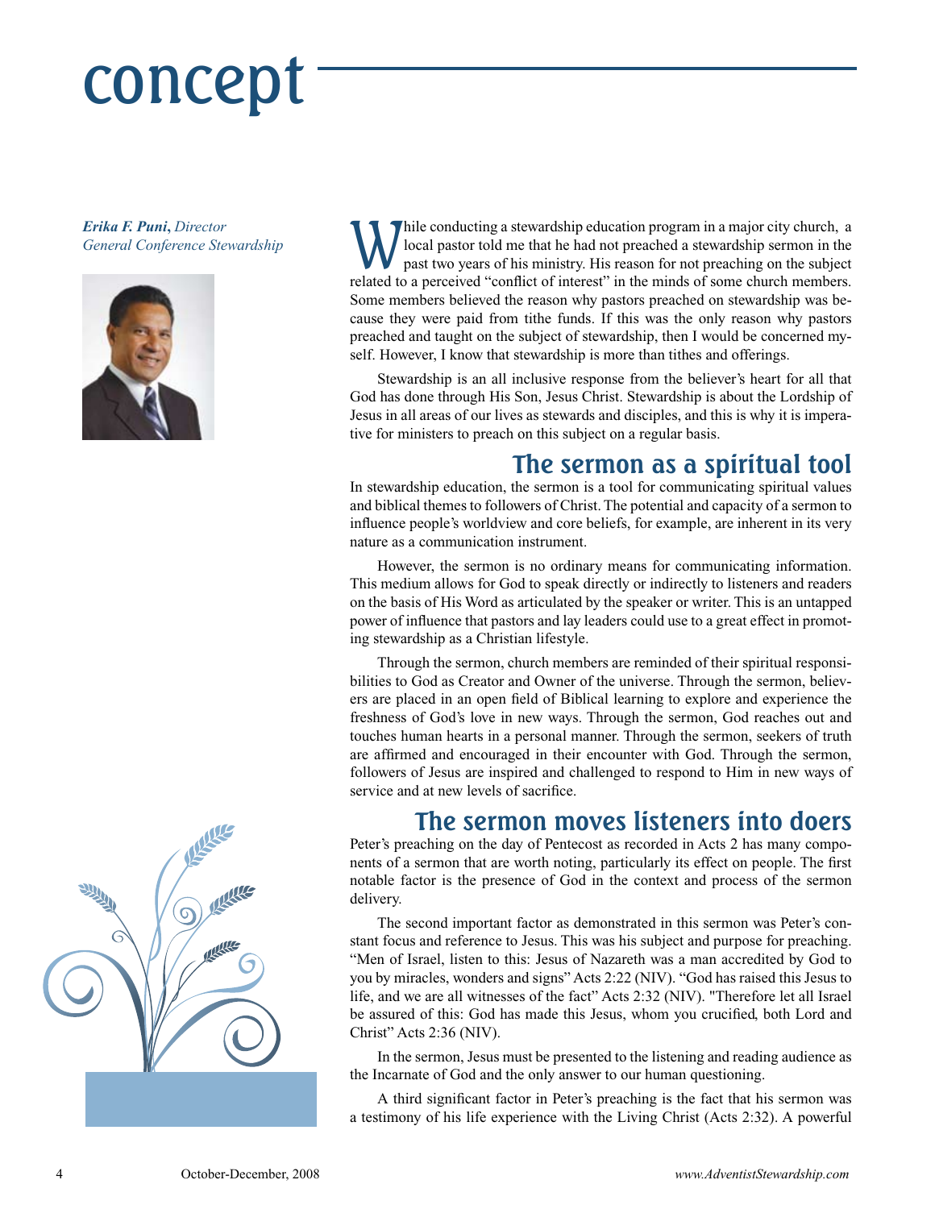# concept

***Erika F. Puni**, Director*
*General Conference Stewardship*

While conducting a stewardship education program in a major city church, a local pastor told me that he had not preached a stewardship sermon in the past two years of his ministry. His reason for not preaching on the subject related to a perceived "conflict of interest" in the minds of some church members. Some members believed the reason why pastors preached on stewardship was because they were paid from tithe funds. If this was the only reason why pastors preached and taught on the subject of stewardship, then I would be concerned myself. However, I know that stewardship is more than tithes and offerings.

Stewardship is an all inclusive response from the believer's heart for all that God has done through His Son, Jesus Christ. Stewardship is about the Lordship of Jesus in all areas of our lives as stewards and disciples, and this is why it is imperative for ministers to preach on this subject on a regular basis.

## The sermon as a spiritual tool

In stewardship education, the sermon is a tool for communicating spiritual values and biblical themes to followers of Christ. The potential and capacity of a sermon to influence people's worldview and core beliefs, for example, are inherent in its very nature as a communication instrument.

However, the sermon is no ordinary means for communicating information. This medium allows for God to speak directly or indirectly to listeners and readers on the basis of His Word as articulated by the speaker or writer. This is an untapped power of influence that pastors and lay leaders could use to a great effect in promoting stewardship as a Christian lifestyle.

Through the sermon, church members are reminded of their spiritual responsibilities to God as Creator and Owner of the universe. Through the sermon, believers are placed in an open field of Biblical learning to explore and experience the freshness of God's love in new ways. Through the sermon, God reaches out and touches human hearts in a personal manner. Through the sermon, seekers of truth are affirmed and encouraged in their encounter with God. Through the sermon, followers of Jesus are inspired and challenged to respond to Him in new ways of service and at new levels of sacrifice.

## The sermon moves listeners into doers

Peter's preaching on the day of Pentecost as recorded in Acts 2 has many components of a sermon that are worth noting, particularly its effect on people. The first notable factor is the presence of God in the context and process of the sermon delivery.

The second important factor as demonstrated in this sermon was Peter's constant focus and reference to Jesus. This was his subject and purpose for preaching. "Men of Israel, listen to this: Jesus of Nazareth was a man accredited by God to you by miracles, wonders and signs" Acts 2:22 (NIV). "God has raised this Jesus to life, and we are all witnesses of the fact" Acts 2:32 (NIV). "Therefore let all Israel be assured of this: God has made this Jesus, whom you crucified, both Lord and Christ" Acts 2:36 (NIV).

In the sermon, Jesus must be presented to the listening and reading audience as the Incarnate of God and the only answer to our human questioning.

A third significant factor in Peter's preaching is the fact that his sermon was a testimony of his life experience with the Living Christ (Acts 2:32). A powerful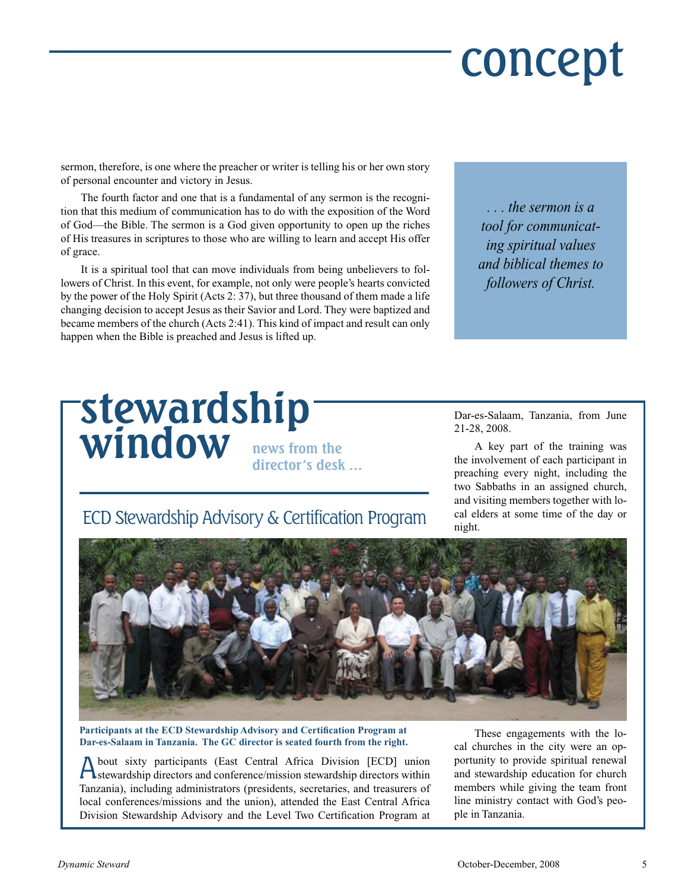# concept

sermon, therefore, is one where the preacher or writer is telling his or her own story of personal encounter and victory in Jesus.

The fourth factor and one that is a fundamental of any sermon is the recognition that this medium of communication has to do with the exposition of the Word of God—the Bible. The sermon is a God given opportunity to open up the riches of His treasures in scriptures to those who are willing to learn and accept His offer of grace.

It is a spiritual tool that can move individuals from being unbelievers to followers of Christ. In this event, for example, not only were people's hearts convicted by the power of the Holy Spirit (Acts 2: 37), but three thousand of them made a life changing decision to accept Jesus as their Savior and Lord. They were baptized and became members of the church (Acts 2:41). This kind of impact and result can only happen when the Bible is preached and Jesus is lifted up.

> *. . . the sermon is a tool for communicating spiritual values and biblical themes to followers of Christ.*

# stewardship window

**news from the director's desk ...**

## ECD Stewardship Advisory & Certification Program

**Participants at the ECD Stewardship Advisory and Certification Program at Dar-es-Salaam in Tanzania. The GC director is seated fourth from the right.**

About sixty participants (East Central Africa Division [ECD] union stewardship directors and conference/mission stewardship directors within Tanzania), including administrators (presidents, secretaries, and treasurers of local conferences/missions and the union), attended the East Central Africa Division Stewardship Advisory and the Level Two Certification Program at Dar-es-Salaam, Tanzania, from June 21-28, 2008.

A key part of the training was the involvement of each participant in preaching every night, including the two Sabbaths in an assigned church, and visiting members together with local elders at some time of the day or night.

These engagements with the local churches in the city were an opportunity to provide spiritual renewal and stewardship education for church members while giving the team front line ministry contact with God's people in Tanzania.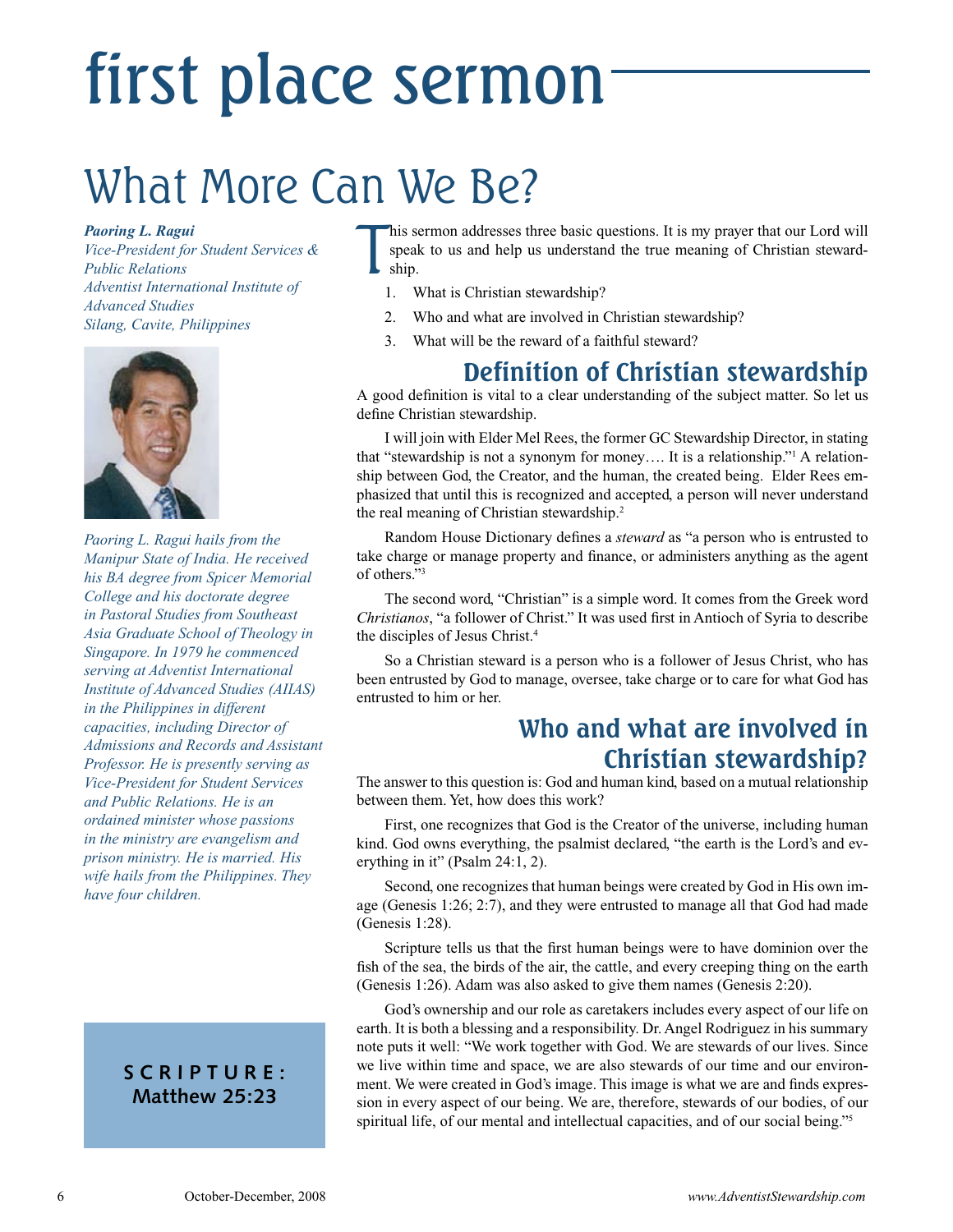# first place sermon

# What More Can We Be?

***Paoring L. Ragui***
*Vice-President for Student Services & Public Relations*
*Adventist International Institute of Advanced Studies*
*Silang, Cavite, Philippines*

*Paoring L. Ragui hails from the Manipur State of India. He received his BA degree from Spicer Memorial College and his doctorate degree in Pastoral Studies from Southeast Asia Graduate School of Theology in Singapore. In 1979 he commenced serving at Adventist International Institute of Advanced Studies (AIIAS) in the Philippines in different capacities, including Director of Admissions and Records and Assistant Professor. He is presently serving as Vice-President for Student Services and Public Relations. He is an ordained minister whose passions in the ministry are evangelism and prison ministry. He is married. His wife hails from the Philippines. They have four children.*

**SCRIPTURE: Matthew 25:23**

This sermon addresses three basic questions. It is my prayer that our Lord will speak to us and help us understand the true meaning of Christian stewardship.

1. What is Christian stewardship?
2. Who and what are involved in Christian stewardship?
3. What will be the reward of a faithful steward?

## Definition of Christian stewardship

A good definition is vital to a clear understanding of the subject matter. So let us define Christian stewardship.

I will join with Elder Mel Rees, the former GC Stewardship Director, in stating that "stewardship is not a synonym for money…. It is a relationship."[1] A relationship between God, the Creator, and the human, the created being. Elder Rees emphasized that until this is recognized and accepted, a person will never understand the real meaning of Christian stewardship.[2]

Random House Dictionary defines a *steward* as "a person who is entrusted to take charge or manage property and finance, or administers anything as the agent of others."[3]

The second word, "Christian" is a simple word. It comes from the Greek word *Christianos*, "a follower of Christ." It was used first in Antioch of Syria to describe the disciples of Jesus Christ.[4]

So a Christian steward is a person who is a follower of Jesus Christ, who has been entrusted by God to manage, oversee, take charge or to care for what God has entrusted to him or her.

## Who and what are involved in Christian stewardship?

The answer to this question is: God and human kind, based on a mutual relationship between them. Yet, how does this work?

First, one recognizes that God is the Creator of the universe, including human kind. God owns everything, the psalmist declared, "the earth is the Lord's and everything in it" (Psalm 24:1, 2).

Second, one recognizes that human beings were created by God in His own image (Genesis 1:26; 2:7), and they were entrusted to manage all that God had made (Genesis 1:28).

Scripture tells us that the first human beings were to have dominion over the fish of the sea, the birds of the air, the cattle, and every creeping thing on the earth (Genesis 1:26). Adam was also asked to give them names (Genesis 2:20).

God's ownership and our role as caretakers includes every aspect of our life on earth. It is both a blessing and a responsibility. Dr. Angel Rodriguez in his summary note puts it well: "We work together with God. We are stewards of our lives. Since we live within time and space, we are also stewards of our time and our environment. We were created in God's image. This image is what we are and finds expression in every aspect of our being. We are, therefore, stewards of our bodies, of our spiritual life, of our mental and intellectual capacities, and of our social being."[5]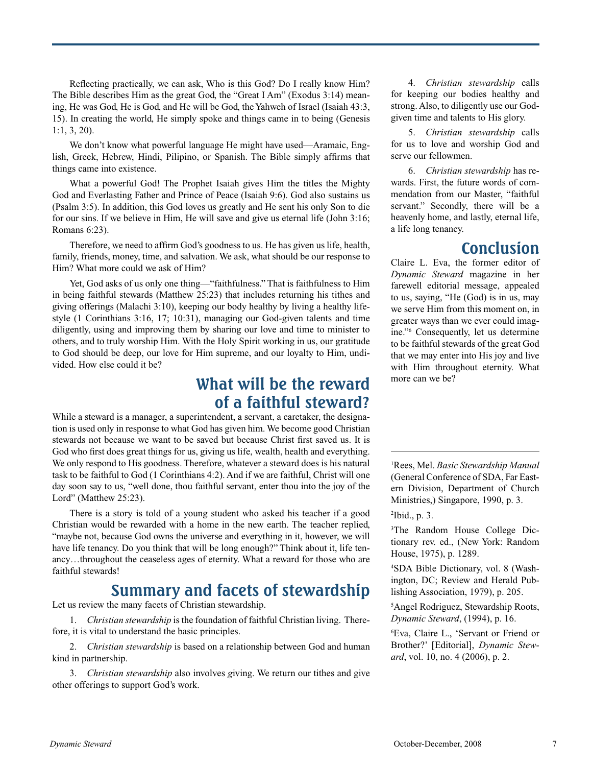Reflecting practically, we can ask, Who is this God? Do I really know Him? The Bible describes Him as the great God, the "Great I Am" (Exodus 3:14) meaning, He was God, He is God, and He will be God, the Yahweh of Israel (Isaiah 43:3, 15). In creating the world, He simply spoke and things came in to being (Genesis 1:1, 3, 20).

We don't know what powerful language He might have used—Aramaic, English, Greek, Hebrew, Hindi, Pilipino, or Spanish. The Bible simply affirms that things came into existence.

What a powerful God! The Prophet Isaiah gives Him the titles the Mighty God and Everlasting Father and Prince of Peace (Isaiah 9:6). God also sustains us (Psalm 3:5). In addition, this God loves us greatly and He sent his only Son to die for our sins. If we believe in Him, He will save and give us eternal life (John 3:16; Romans 6:23).

Therefore, we need to affirm God's goodness to us. He has given us life, health, family, friends, money, time, and salvation. We ask, what should be our response to Him? What more could we ask of Him?

Yet, God asks of us only one thing—"faithfulness." That is faithfulness to Him in being faithful stewards (Matthew 25:23) that includes returning his tithes and giving offerings (Malachi 3:10), keeping our body healthy by living a healthy lifestyle (1 Corinthians 3:16, 17; 10:31), managing our God-given talents and time diligently, using and improving them by sharing our love and time to minister to others, and to truly worship Him. With the Holy Spirit working in us, our gratitude to God should be deep, our love for Him supreme, and our loyalty to Him, undivided. How else could it be?

## What will be the reward of a faithful steward?

While a steward is a manager, a superintendent, a servant, a caretaker, the designation is used only in response to what God has given him. We become good Christian stewards not because we want to be saved but because Christ first saved us. It is God who first does great things for us, giving us life, wealth, health and everything. We only respond to His goodness. Therefore, whatever a steward does is his natural task to be faithful to God (1 Corinthians 4:2). And if we are faithful, Christ will one day soon say to us, "well done, thou faithful servant, enter thou into the joy of the Lord" (Matthew 25:23).

There is a story is told of a young student who asked his teacher if a good Christian would be rewarded with a home in the new earth. The teacher replied, "maybe not, because God owns the universe and everything in it, however, we will have life tenancy. Do you think that will be long enough?" Think about it, life tenancy…throughout the ceaseless ages of eternity. What a reward for those who are faithful stewards!

## Summary and facets of stewardship

Let us review the many facets of Christian stewardship.

1. *Christian stewardship* is the foundation of faithful Christian living. Therefore, it is vital to understand the basic principles.

2. *Christian stewardship* is based on a relationship between God and human kind in partnership.

3. *Christian stewardship* also involves giving. We return our tithes and give other offerings to support God's work.

4. *Christian stewardship* calls for keeping our bodies healthy and strong. Also, to diligently use our God-given time and talents to His glory.

5. *Christian stewardship* calls for us to love and worship God and serve our fellowmen.

6. *Christian stewardship* has rewards. First, the future words of commendation from our Master, "faithful servant." Secondly, there will be a heavenly home, and lastly, eternal life, a life long tenancy.

## Conclusion

Claire L. Eva, the former editor of *Dynamic Steward* magazine in her farewell editorial message, appealed to us, saying, "He (God) is in us, may we serve Him from this moment on, in greater ways than we ever could imagine."[6] Consequently, let us determine to be faithful stewards of the great God that we may enter into His joy and live with Him throughout eternity. What more can we be?

---

[1] Rees, Mel. *Basic Stewardship Manual* (General Conference of SDA, Far Eastern Division, Department of Church Ministries,) Singapore, 1990, p. 3.

[2] Ibid., p. 3.

[3] The Random House College Dictionary rev. ed., (New York: Random House, 1975), p. 1289.

[4] SDA Bible Dictionary, vol. 8 (Washington, DC; Review and Herald Publishing Association, 1979), p. 205.

[5] Angel Rodriguez, Stewardship Roots, *Dynamic Steward*, (1994), p. 16.

[6] Eva, Claire L., 'Servant or Friend or Brother?' [Editorial], *Dynamic Steward*, vol. 10, no. 4 (2006), p. 2.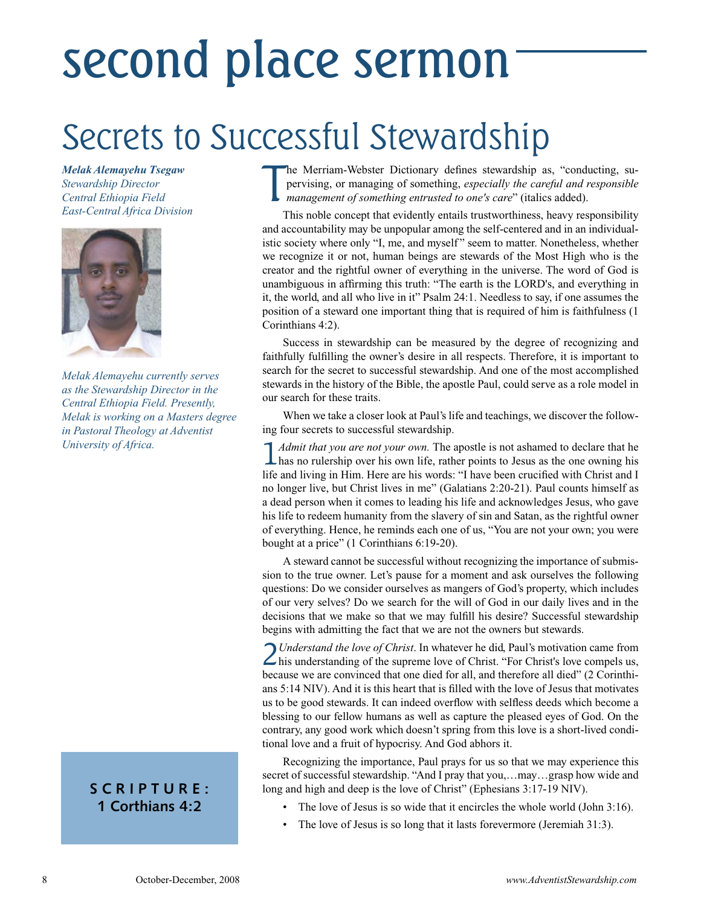# second place sermon

## Secrets to Successful Stewardship

***Melak Alemayehu Tsegaw***
*Stewardship Director*
*Central Ethiopia Field*
*East-Central Africa Division*

*Melak Alemayehu currently serves as the Stewardship Director in the Central Ethiopia Field. Presently, Melak is working on a Masters degree in Pastoral Theology at Adventist University of Africa.*

**SCRIPTURE:**
**1 Corthians 4:2**

The Merriam-Webster Dictionary defines stewardship as, "conducting, supervising, or managing of something, *especially the careful and responsible management of something entrusted to one's care*" (italics added).

This noble concept that evidently entails trustworthiness, heavy responsibility and accountability may be unpopular among the self-centered and in an individualistic society where only "I, me, and myself" seem to matter. Nonetheless, whether we recognize it or not, human beings are stewards of the Most High who is the creator and the rightful owner of everything in the universe. The word of God is unambiguous in affirming this truth: "The earth is the LORD's, and everything in it, the world, and all who live in it" Psalm 24:1. Needless to say, if one assumes the position of a steward one important thing that is required of him is faithfulness (1 Corinthians 4:2).

Success in stewardship can be measured by the degree of recognizing and faithfully fulfilling the owner's desire in all respects. Therefore, it is important to search for the secret to successful stewardship. And one of the most accomplished stewards in the history of the Bible, the apostle Paul, could serve as a role model in our search for these traits.

When we take a closer look at Paul's life and teachings, we discover the following four secrets to successful stewardship.

1 *Admit that you are not your own.* The apostle is not ashamed to declare that he has no rulership over his own life, rather points to Jesus as the one owning his life and living in Him. Here are his words: "I have been crucified with Christ and I no longer live, but Christ lives in me" (Galatians 2:20-21). Paul counts himself as a dead person when it comes to leading his life and acknowledges Jesus, who gave his life to redeem humanity from the slavery of sin and Satan, as the rightful owner of everything. Hence, he reminds each one of us, "You are not your own; you were bought at a price" (1 Corinthians 6:19-20).

A steward cannot be successful without recognizing the importance of submission to the true owner. Let's pause for a moment and ask ourselves the following questions: Do we consider ourselves as mangers of God's property, which includes of our very selves? Do we search for the will of God in our daily lives and in the decisions that we make so that we may fulfill his desire? Successful stewardship begins with admitting the fact that we are not the owners but stewards.

2 *Understand the love of Christ*. In whatever he did, Paul's motivation came from his understanding of the supreme love of Christ. "For Christ's love compels us, because we are convinced that one died for all, and therefore all died" (2 Corinthians 5:14 NIV). And it is this heart that is filled with the love of Jesus that motivates us to be good stewards. It can indeed overflow with selfless deeds which become a blessing to our fellow humans as well as capture the pleased eyes of God. On the contrary, any good work which doesn't spring from this love is a short-lived conditional love and a fruit of hypocrisy. And God abhors it.

Recognizing the importance, Paul prays for us so that we may experience this secret of successful stewardship. "And I pray that you,…may…grasp how wide and long and high and deep is the love of Christ" (Ephesians 3:17-19 NIV).

- The love of Jesus is so wide that it encircles the whole world (John 3:16).
- The love of Jesus is so long that it lasts forevermore (Jeremiah 31:3).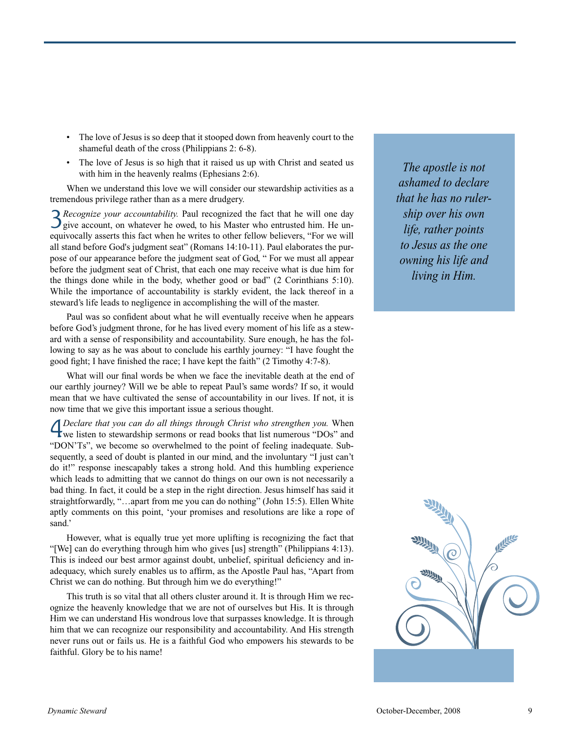- The love of Jesus is so deep that it stooped down from heavenly court to the shameful death of the cross (Philippians 2: 6-8).
- The love of Jesus is so high that it raised us up with Christ and seated us with him in the heavenly realms (Ephesians 2:6).

When we understand this love we will consider our stewardship activities as a tremendous privilege rather than as a mere drudgery.

3 *Recognize your accountability.* Paul recognized the fact that he will one day give account, on whatever he owed, to his Master who entrusted him. He unequivocally asserts this fact when he writes to other fellow believers, "For we will all stand before God's judgment seat" (Romans 14:10-11). Paul elaborates the purpose of our appearance before the judgment seat of God, " For we must all appear before the judgment seat of Christ, that each one may receive what is due him for the things done while in the body, whether good or bad" (2 Corinthians 5:10). While the importance of accountability is starkly evident, the lack thereof in a steward's life leads to negligence in accomplishing the will of the master.

Paul was so confident about what he will eventually receive when he appears before God's judgment throne, for he has lived every moment of his life as a steward with a sense of responsibility and accountability. Sure enough, he has the following to say as he was about to conclude his earthly journey: "I have fought the good fight; I have finished the race; I have kept the faith" (2 Timothy 4:7-8).

What will our final words be when we face the inevitable death at the end of our earthly journey? Will we be able to repeat Paul's same words? If so, it would mean that we have cultivated the sense of accountability in our lives. If not, it is now time that we give this important issue a serious thought.

4 *Declare that you can do all things through Christ who strengthen you.* When we listen to stewardship sermons or read books that list numerous "DOs" and "DON'Ts", we become so overwhelmed to the point of feeling inadequate. Subsequently, a seed of doubt is planted in our mind, and the involuntary "I just can't do it!" response inescapably takes a strong hold. And this humbling experience which leads to admitting that we cannot do things on our own is not necessarily a bad thing. In fact, it could be a step in the right direction. Jesus himself has said it straightforwardly, "…apart from me you can do nothing" (John 15:5). Ellen White aptly comments on this point, 'your promises and resolutions are like a rope of sand.'

However, what is equally true yet more uplifting is recognizing the fact that "[We] can do everything through him who gives [us] strength" (Philippians 4:13). This is indeed our best armor against doubt, unbelief, spiritual deficiency and inadequacy, which surely enables us to affirm, as the Apostle Paul has, "Apart from Christ we can do nothing. But through him we do everything!"

This truth is so vital that all others cluster around it. It is through Him we recognize the heavenly knowledge that we are not of ourselves but His. It is through Him we can understand His wondrous love that surpasses knowledge. It is through him that we can recognize our responsibility and accountability. And His strength never runs out or fails us. He is a faithful God who empowers his stewards to be faithful. Glory be to his name!

*The apostle is not ashamed to declare that he has no rulership over his own life, rather points to Jesus as the one owning his life and living in Him.*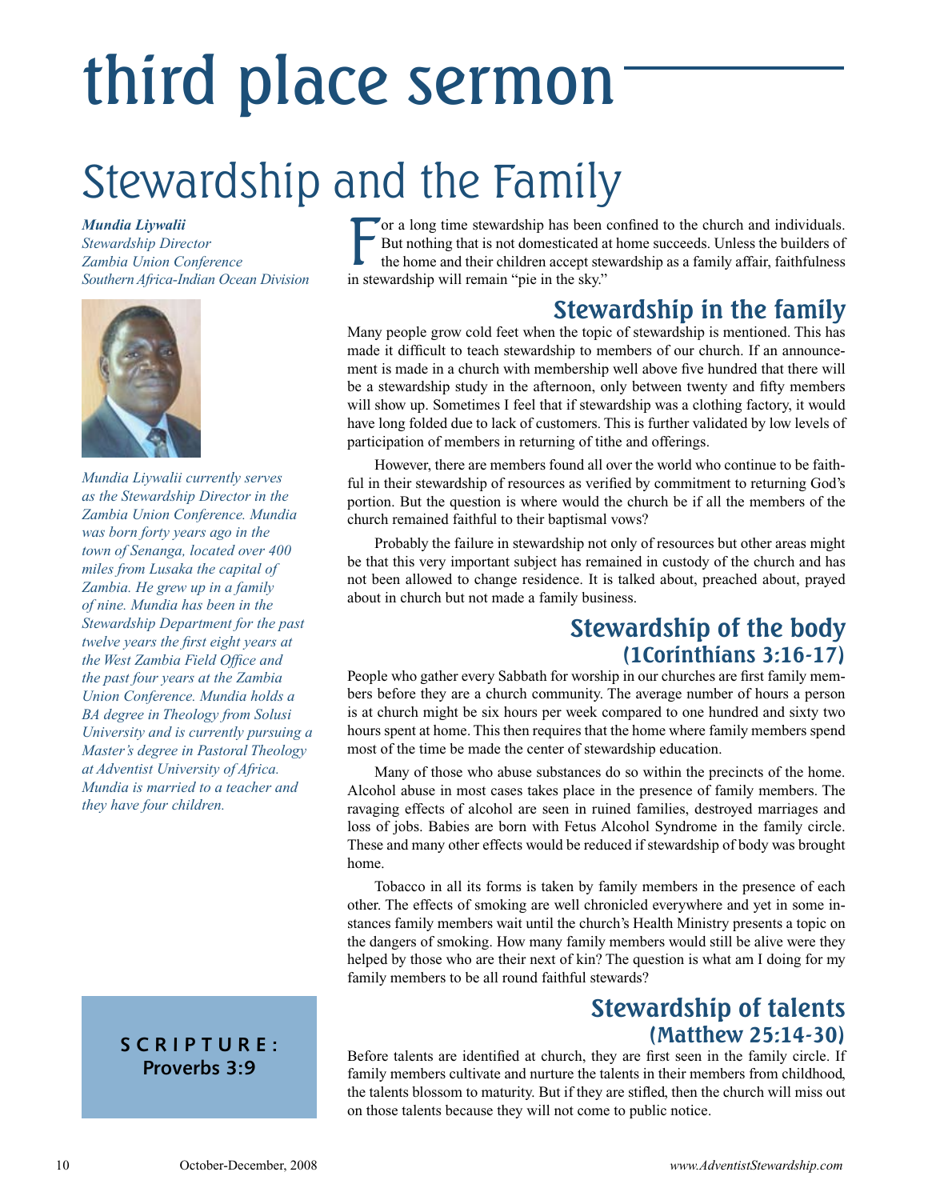# third place sermon

# Stewardship and the Family

***Mundia Liywalii***
*Stewardship Director*
*Zambia Union Conference*
*Southern Africa-Indian Ocean Division*

*Mundia Liywalii currently serves as the Stewardship Director in the Zambia Union Conference. Mundia was born forty years ago in the town of Senanga, located over 400 miles from Lusaka the capital of Zambia. He grew up in a family of nine. Mundia has been in the Stewardship Department for the past twelve years the first eight years at the West Zambia Field Office and the past four years at the Zambia Union Conference. Mundia holds a BA degree in Theology from Solusi University and is currently pursuing a Master's degree in Pastoral Theology at Adventist University of Africa. Mundia is married to a teacher and they have four children.*

**SCRIPTURE:**
**Proverbs 3:9**

For a long time stewardship has been confined to the church and individuals. But nothing that is not domesticated at home succeeds. Unless the builders of the home and their children accept stewardship as a family affair, faithfulness in stewardship will remain "pie in the sky."

## Stewardship in the family

Many people grow cold feet when the topic of stewardship is mentioned. This has made it difficult to teach stewardship to members of our church. If an announcement is made in a church with membership well above five hundred that there will be a stewardship study in the afternoon, only between twenty and fifty members will show up. Sometimes I feel that if stewardship was a clothing factory, it would have long folded due to lack of customers. This is further validated by low levels of participation of members in returning of tithe and offerings.

However, there are members found all over the world who continue to be faithful in their stewardship of resources as verified by commitment to returning God's portion. But the question is where would the church be if all the members of the church remained faithful to their baptismal vows?

Probably the failure in stewardship not only of resources but other areas might be that this very important subject has remained in custody of the church and has not been allowed to change residence. It is talked about, preached about, prayed about in church but not made a family business.

## Stewardship of the body (1Corinthians 3:16-17)

People who gather every Sabbath for worship in our churches are first family members before they are a church community. The average number of hours a person is at church might be six hours per week compared to one hundred and sixty two hours spent at home. This then requires that the home where family members spend most of the time be made the center of stewardship education.

Many of those who abuse substances do so within the precincts of the home. Alcohol abuse in most cases takes place in the presence of family members. The ravaging effects of alcohol are seen in ruined families, destroyed marriages and loss of jobs. Babies are born with Fetus Alcohol Syndrome in the family circle. These and many other effects would be reduced if stewardship of body was brought home.

Tobacco in all its forms is taken by family members in the presence of each other. The effects of smoking are well chronicled everywhere and yet in some instances family members wait until the church's Health Ministry presents a topic on the dangers of smoking. How many family members would still be alive were they helped by those who are their next of kin? The question is what am I doing for my family members to be all round faithful stewards?

## Stewardship of talents (Matthew 25:14-30)

Before talents are identified at church, they are first seen in the family circle. If family members cultivate and nurture the talents in their members from childhood, the talents blossom to maturity. But if they are stifled, then the church will miss out on those talents because they will not come to public notice.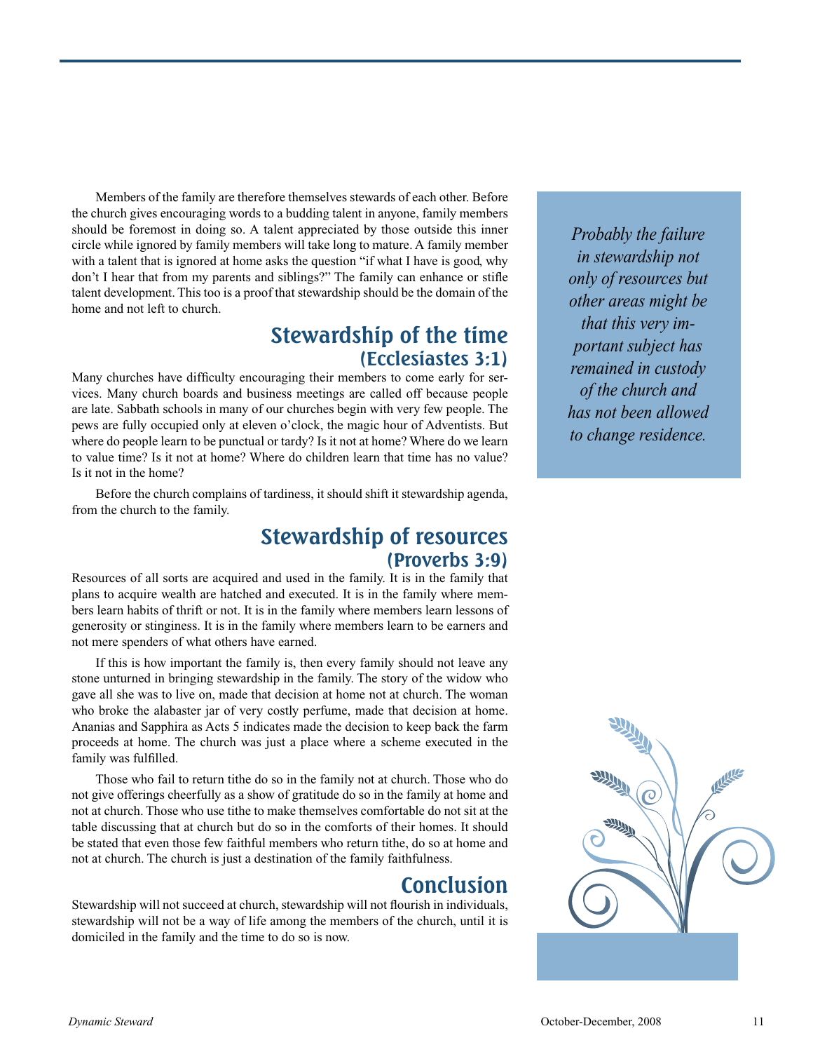Members of the family are therefore themselves stewards of each other. Before the church gives encouraging words to a budding talent in anyone, family members should be foremost in doing so. A talent appreciated by those outside this inner circle while ignored by family members will take long to mature. A family member with a talent that is ignored at home asks the question "if what I have is good, why don't I hear that from my parents and siblings?" The family can enhance or stifle talent development. This too is a proof that stewardship should be the domain of the home and not left to church.

> *Probably the failure in stewardship not only of resources but other areas might be that this very important subject has remained in custody of the church and has not been allowed to change residence.*

## Stewardship of the time (Ecclesiastes 3:1)

Many churches have difficulty encouraging their members to come early for services. Many church boards and business meetings are called off because people are late. Sabbath schools in many of our churches begin with very few people. The pews are fully occupied only at eleven o'clock, the magic hour of Adventists. But where do people learn to be punctual or tardy? Is it not at home? Where do we learn to value time? Is it not at home? Where do children learn that time has no value? Is it not in the home?

Before the church complains of tardiness, it should shift it stewardship agenda, from the church to the family.

## Stewardship of resources (Proverbs 3:9)

Resources of all sorts are acquired and used in the family. It is in the family that plans to acquire wealth are hatched and executed. It is in the family where members learn habits of thrift or not. It is in the family where members learn lessons of generosity or stinginess. It is in the family where members learn to be earners and not mere spenders of what others have earned.

If this is how important the family is, then every family should not leave any stone unturned in bringing stewardship in the family. The story of the widow who gave all she was to live on, made that decision at home not at church. The woman who broke the alabaster jar of very costly perfume, made that decision at home. Ananias and Sapphira as Acts 5 indicates made the decision to keep back the farm proceeds at home. The church was just a place where a scheme executed in the family was fulfilled.

Those who fail to return tithe do so in the family not at church. Those who do not give offerings cheerfully as a show of gratitude do so in the family at home and not at church. Those who use tithe to make themselves comfortable do not sit at the table discussing that at church but do so in the comforts of their homes. It should be stated that even those few faithful members who return tithe, do so at home and not at church. The church is just a destination of the family faithfulness.

## Conclusion

Stewardship will not succeed at church, stewardship will not flourish in individuals, stewardship will not be a way of life among the members of the church, until it is domiciled in the family and the time to do so is now.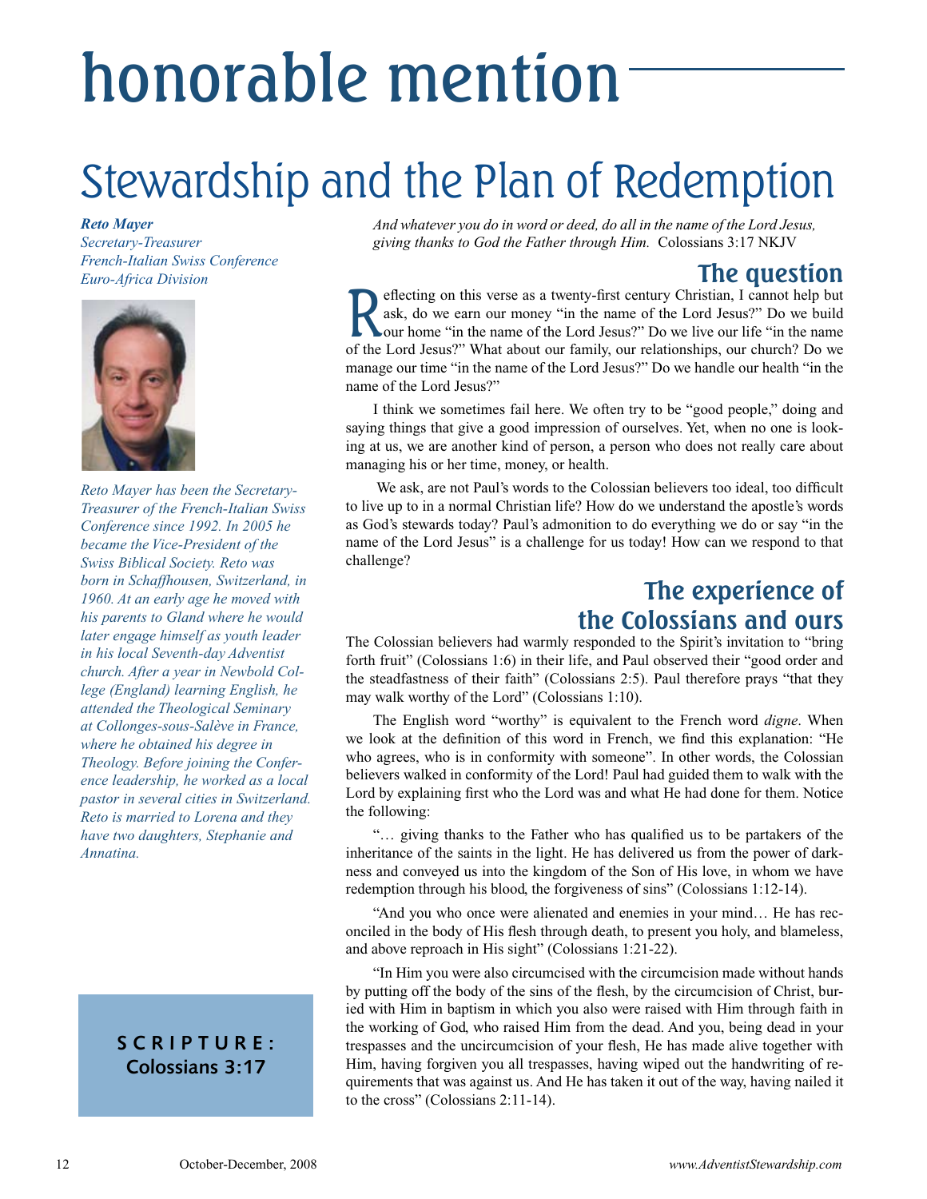# honorable mention

## Stewardship and the Plan of Redemption

***Reto Mayer***
*Secretary-Treasurer*
*French-Italian Swiss Conference*
*Euro-Africa Division*

*Reto Mayer has been the Secretary-Treasurer of the French-Italian Swiss Conference since 1992. In 2005 he became the Vice-President of the Swiss Biblical Society. Reto was born in Schaffhousen, Switzerland, in 1960. At an early age he moved with his parents to Gland where he would later engage himself as youth leader in his local Seventh-day Adventist church. After a year in Newbold College (England) learning English, he attended the Theological Seminary at Collonges-sous-Salève in France, where he obtained his degree in Theology. Before joining the Conference leadership, he worked as a local pastor in several cities in Switzerland. Reto is married to Lorena and they have two daughters, Stephanie and Annatina.*

**SCRIPTURE:**
**Colossians 3:17**

*And whatever you do in word or deed, do all in the name of the Lord Jesus, giving thanks to God the Father through Him.* Colossians 3:17 NKJV

### The question

Reflecting on this verse as a twenty-first century Christian, I cannot help but ask, do we earn our money "in the name of the Lord Jesus?" Do we build our home "in the name of the Lord Jesus?" Do we live our life "in the name of the Lord Jesus?" What about our family, our relationships, our church? Do we manage our time "in the name of the Lord Jesus?" Do we handle our health "in the name of the Lord Jesus?"

I think we sometimes fail here. We often try to be "good people," doing and saying things that give a good impression of ourselves. Yet, when no one is looking at us, we are another kind of person, a person who does not really care about managing his or her time, money, or health.

We ask, are not Paul's words to the Colossian believers too ideal, too difficult to live up to in a normal Christian life? How do we understand the apostle's words as God's stewards today? Paul's admonition to do everything we do or say "in the name of the Lord Jesus" is a challenge for us today! How can we respond to that challenge?

### The experience of the Colossians and ours

The Colossian believers had warmly responded to the Spirit's invitation to "bring forth fruit" (Colossians 1:6) in their life, and Paul observed their "good order and the steadfastness of their faith" (Colossians 2:5). Paul therefore prays "that they may walk worthy of the Lord" (Colossians 1:10).

The English word "worthy" is equivalent to the French word *digne*. When we look at the definition of this word in French, we find this explanation: "He who agrees, who is in conformity with someone". In other words, the Colossian believers walked in conformity of the Lord! Paul had guided them to walk with the Lord by explaining first who the Lord was and what He had done for them. Notice the following:

"… giving thanks to the Father who has qualified us to be partakers of the inheritance of the saints in the light. He has delivered us from the power of darkness and conveyed us into the kingdom of the Son of His love, in whom we have redemption through his blood, the forgiveness of sins" (Colossians 1:12-14).

"And you who once were alienated and enemies in your mind… He has reconciled in the body of His flesh through death, to present you holy, and blameless, and above reproach in His sight" (Colossians 1:21-22).

"In Him you were also circumcised with the circumcision made without hands by putting off the body of the sins of the flesh, by the circumcision of Christ, buried with Him in baptism in which you also were raised with Him through faith in the working of God, who raised Him from the dead. And you, being dead in your trespasses and the uncircumcision of your flesh, He has made alive together with Him, having forgiven you all trespasses, having wiped out the handwriting of requirements that was against us. And He has taken it out of the way, having nailed it to the cross" (Colossians 2:11-14).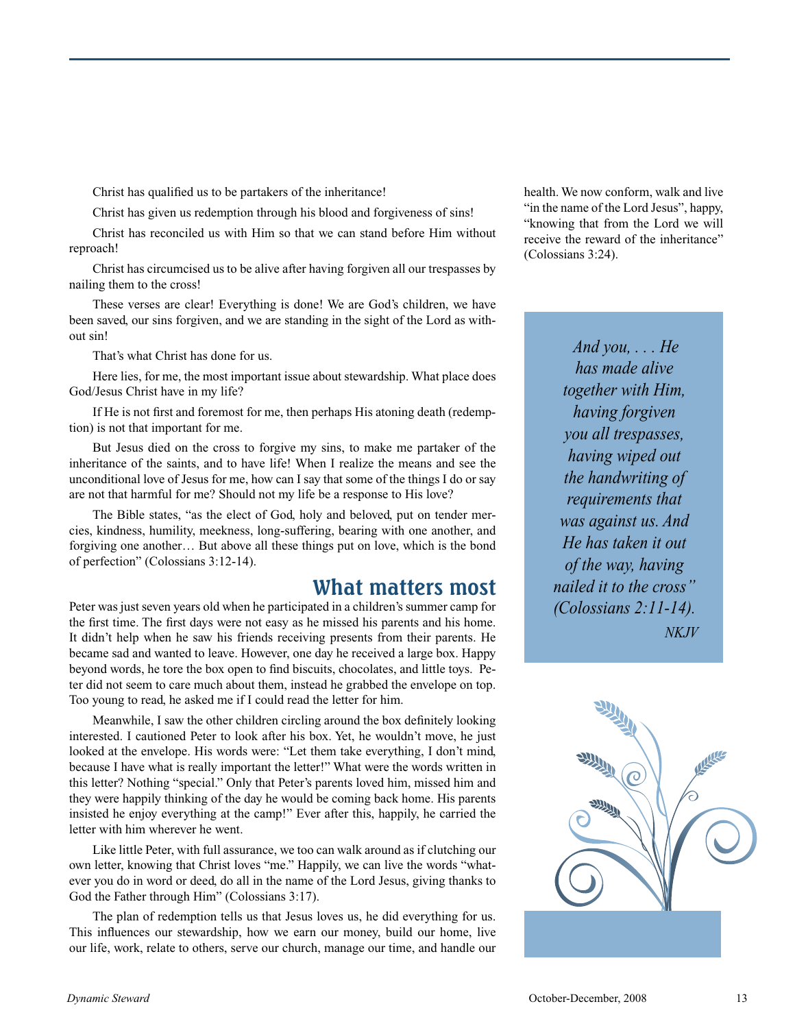Christ has qualified us to be partakers of the inheritance!

Christ has given us redemption through his blood and forgiveness of sins!

Christ has reconciled us with Him so that we can stand before Him without reproach!

Christ has circumcised us to be alive after having forgiven all our trespasses by nailing them to the cross!

These verses are clear! Everything is done! We are God's children, we have been saved, our sins forgiven, and we are standing in the sight of the Lord as without sin!

That's what Christ has done for us.

Here lies, for me, the most important issue about stewardship. What place does God/Jesus Christ have in my life?

If He is not first and foremost for me, then perhaps His atoning death (redemption) is not that important for me.

But Jesus died on the cross to forgive my sins, to make me partaker of the inheritance of the saints, and to have life! When I realize the means and see the unconditional love of Jesus for me, how can I say that some of the things I do or say are not that harmful for me? Should not my life be a response to His love?

The Bible states, "as the elect of God, holy and beloved, put on tender mercies, kindness, humility, meekness, long-suffering, bearing with one another, and forgiving one another… But above all these things put on love, which is the bond of perfection" (Colossians 3:12-14).

## What matters most

Peter was just seven years old when he participated in a children's summer camp for the first time. The first days were not easy as he missed his parents and his home. It didn't help when he saw his friends receiving presents from their parents. He became sad and wanted to leave. However, one day he received a large box. Happy beyond words, he tore the box open to find biscuits, chocolates, and little toys. Peter did not seem to care much about them, instead he grabbed the envelope on top. Too young to read, he asked me if I could read the letter for him.

Meanwhile, I saw the other children circling around the box definitely looking interested. I cautioned Peter to look after his box. Yet, he wouldn't move, he just looked at the envelope. His words were: "Let them take everything, I don't mind, because I have what is really important the letter!" What were the words written in this letter? Nothing "special." Only that Peter's parents loved him, missed him and they were happily thinking of the day he would be coming back home. His parents insisted he enjoy everything at the camp!" Ever after this, happily, he carried the letter with him wherever he went.

Like little Peter, with full assurance, we too can walk around as if clutching our own letter, knowing that Christ loves "me." Happily, we can live the words "whatever you do in word or deed, do all in the name of the Lord Jesus, giving thanks to God the Father through Him" (Colossians 3:17).

The plan of redemption tells us that Jesus loves us, he did everything for us. This influences our stewardship, how we earn our money, build our home, live our life, work, relate to others, serve our church, manage our time, and handle our health. We now conform, walk and live "in the name of the Lord Jesus", happy, "knowing that from the Lord we will receive the reward of the inheritance" (Colossians 3:24).

> *And you, . . . He has made alive together with Him, having forgiven you all trespasses, having wiped out the handwriting of requirements that was against us. And He has taken it out of the way, having nailed it to the cross" (Colossians 2:11-14).*
>
> *NKJV*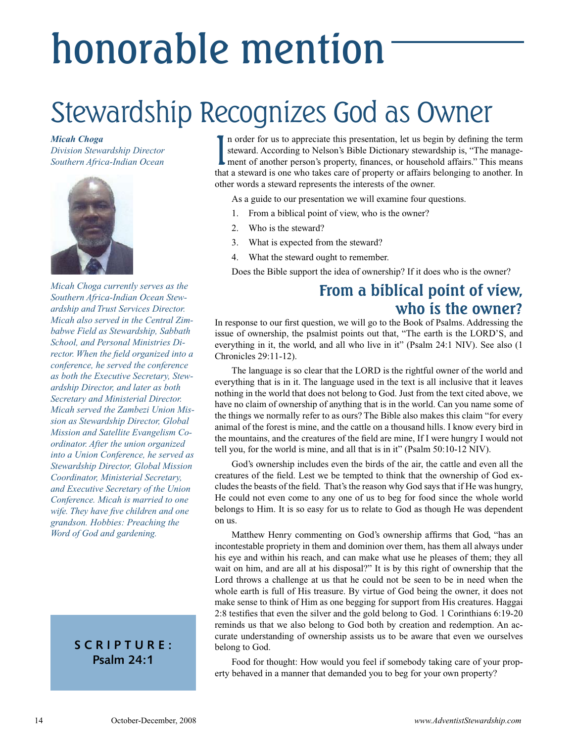# honorable mention

## Stewardship Recognizes God as Owner

***Micah Choga***
*Division Stewardship Director*
*Southern Africa-Indian Ocean*

*Micah Choga currently serves as the Southern Africa-Indian Ocean Stewardship and Trust Services Director. Micah also served in the Central Zimbabwe Field as Stewardship, Sabbath School, and Personal Ministries Director. When the field organized into a conference, he served the conference as both the Executive Secretary, Stewardship Director, and later as both Secretary and Ministerial Director. Micah served the Zambezi Union Mission as Stewardship Director, Global Mission and Satellite Evangelism Coordinator. After the union organized into a Union Conference, he served as Stewardship Director, Global Mission Coordinator, Ministerial Secretary, and Executive Secretary of the Union Conference. Micah is married to one wife. They have five children and one grandson. Hobbies: Preaching the Word of God and gardening.*

**SCRIPTURE:**
**Psalm 24:1**

In order for us to appreciate this presentation, let us begin by defining the term steward. According to Nelson's Bible Dictionary stewardship is, "The management of another person's property, finances, or household affairs." This means that a steward is one who takes care of property or affairs belonging to another. In other words a steward represents the interests of the owner.

As a guide to our presentation we will examine four questions.

1. From a biblical point of view, who is the owner?
2. Who is the steward?
3. What is expected from the steward?
4. What the steward ought to remember.

Does the Bible support the idea of ownership? If it does who is the owner?

### From a biblical point of view, who is the owner?

In response to our first question, we will go to the Book of Psalms. Addressing the issue of ownership, the psalmist points out that, "The earth is the LORD'S, and everything in it, the world, and all who live in it" (Psalm 24:1 NIV). See also (1 Chronicles 29:11-12).

The language is so clear that the LORD is the rightful owner of the world and everything that is in it. The language used in the text is all inclusive that it leaves nothing in the world that does not belong to God. Just from the text cited above, we have no claim of ownership of anything that is in the world. Can you name some of the things we normally refer to as ours? The Bible also makes this claim "for every animal of the forest is mine, and the cattle on a thousand hills. I know every bird in the mountains, and the creatures of the field are mine, If I were hungry I would not tell you, for the world is mine, and all that is in it" (Psalm 50:10-12 NIV).

God's ownership includes even the birds of the air, the cattle and even all the creatures of the field. Lest we be tempted to think that the ownership of God excludes the beasts of the field. That's the reason why God says that if He was hungry, He could not even come to any one of us to beg for food since the whole world belongs to Him. It is so easy for us to relate to God as though He was dependent on us.

Matthew Henry commenting on God's ownership affirms that God, "has an incontestable propriety in them and dominion over them, has them all always under his eye and within his reach, and can make what use he pleases of them; they all wait on him, and are all at his disposal?" It is by this right of ownership that the Lord throws a challenge at us that he could not be seen to be in need when the whole earth is full of His treasure. By virtue of God being the owner, it does not make sense to think of Him as one begging for support from His creatures. Haggai 2:8 testifies that even the silver and the gold belong to God. 1 Corinthians 6:19-20 reminds us that we also belong to God both by creation and redemption. An accurate understanding of ownership assists us to be aware that even we ourselves belong to God.

Food for thought: How would you feel if somebody taking care of your property behaved in a manner that demanded you to beg for your own property?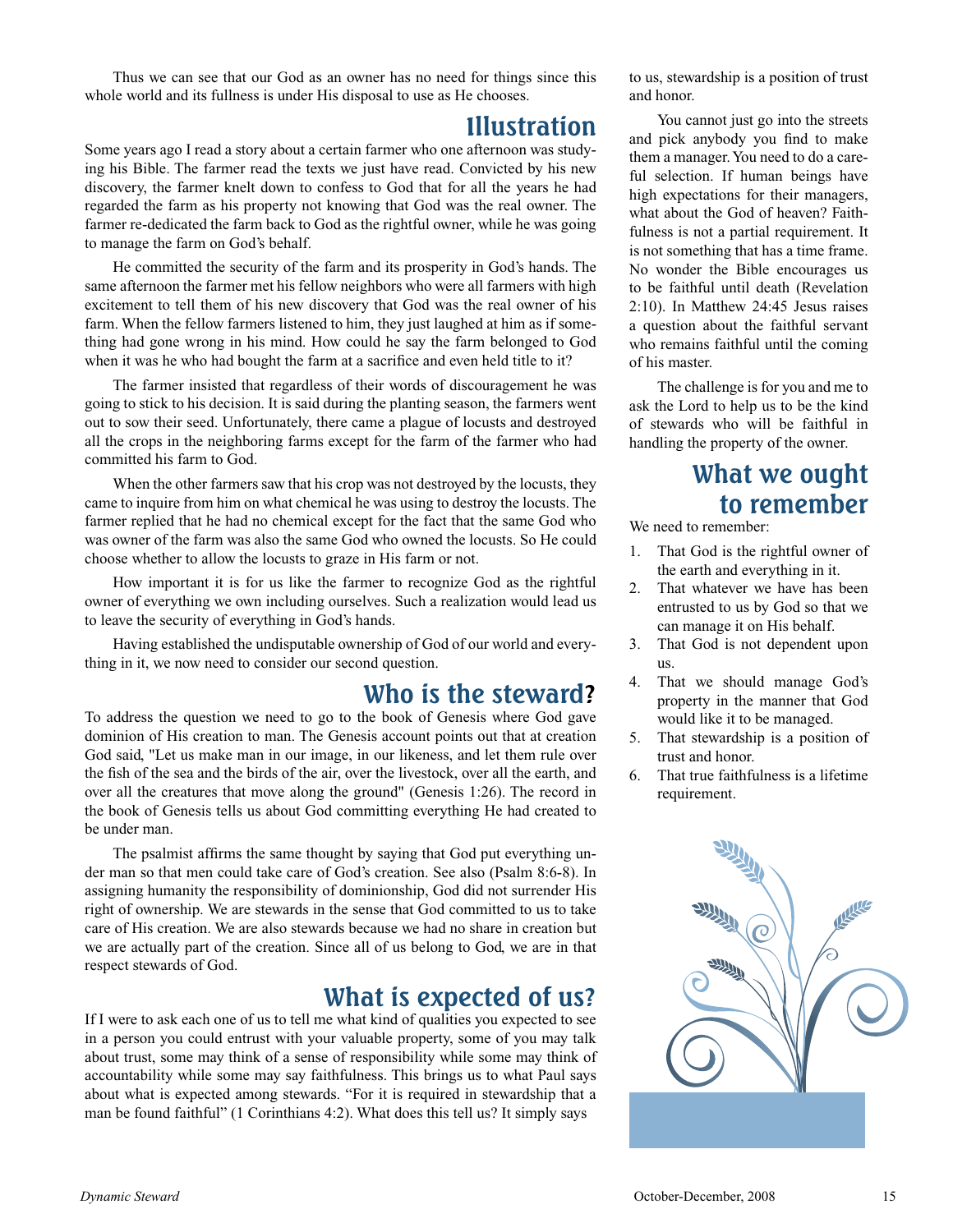Thus we can see that our God as an owner has no need for things since this whole world and its fullness is under His disposal to use as He chooses.

## Illustration

Some years ago I read a story about a certain farmer who one afternoon was studying his Bible. The farmer read the texts we just have read. Convicted by his new discovery, the farmer knelt down to confess to God that for all the years he had regarded the farm as his property not knowing that God was the real owner. The farmer re-dedicated the farm back to God as the rightful owner, while he was going to manage the farm on God's behalf.

He committed the security of the farm and its prosperity in God's hands. The same afternoon the farmer met his fellow neighbors who were all farmers with high excitement to tell them of his new discovery that God was the real owner of his farm. When the fellow farmers listened to him, they just laughed at him as if something had gone wrong in his mind. How could he say the farm belonged to God when it was he who had bought the farm at a sacrifice and even held title to it?

The farmer insisted that regardless of their words of discouragement he was going to stick to his decision. It is said during the planting season, the farmers went out to sow their seed. Unfortunately, there came a plague of locusts and destroyed all the crops in the neighboring farms except for the farm of the farmer who had committed his farm to God.

When the other farmers saw that his crop was not destroyed by the locusts, they came to inquire from him on what chemical he was using to destroy the locusts. The farmer replied that he had no chemical except for the fact that the same God who was owner of the farm was also the same God who owned the locusts. So He could choose whether to allow the locusts to graze in His farm or not.

How important it is for us like the farmer to recognize God as the rightful owner of everything we own including ourselves. Such a realization would lead us to leave the security of everything in God's hands.

Having established the undisputable ownership of God of our world and everything in it, we now need to consider our second question.

## Who is the steward?

To address the question we need to go to the book of Genesis where God gave dominion of His creation to man. The Genesis account points out that at creation God said, "Let us make man in our image, in our likeness, and let them rule over the fish of the sea and the birds of the air, over the livestock, over all the earth, and over all the creatures that move along the ground" (Genesis 1:26). The record in the book of Genesis tells us about God committing everything He had created to be under man.

The psalmist affirms the same thought by saying that God put everything under man so that men could take care of God's creation. See also (Psalm 8:6-8). In assigning humanity the responsibility of dominionship, God did not surrender His right of ownership. We are stewards in the sense that God committed to us to take care of His creation. We are also stewards because we had no share in creation but we are actually part of the creation. Since all of us belong to God, we are in that respect stewards of God.

## What is expected of us?

If I were to ask each one of us to tell me what kind of qualities you expected to see in a person you could entrust with your valuable property, some of you may talk about trust, some may think of a sense of responsibility while some may think of accountability while some may say faithfulness. This brings us to what Paul says about what is expected among stewards. "For it is required in stewardship that a man be found faithful" (1 Corinthians 4:2). What does this tell us? It simply says to us, stewardship is a position of trust and honor.

You cannot just go into the streets and pick anybody you find to make them a manager. You need to do a careful selection. If human beings have high expectations for their managers, what about the God of heaven? Faithfulness is not a partial requirement. It is not something that has a time frame. No wonder the Bible encourages us to be faithful until death (Revelation 2:10). In Matthew 24:45 Jesus raises a question about the faithful servant who remains faithful until the coming of his master.

The challenge is for you and me to ask the Lord to help us to be the kind of stewards who will be faithful in handling the property of the owner.

## What we ought to remember

We need to remember:

1. That God is the rightful owner of the earth and everything in it.
2. That whatever we have has been entrusted to us by God so that we can manage it on His behalf.
3. That God is not dependent upon us.
4. That we should manage God's property in the manner that God would like it to be managed.
5. That stewardship is a position of trust and honor.
6. That true faithfulness is a lifetime requirement.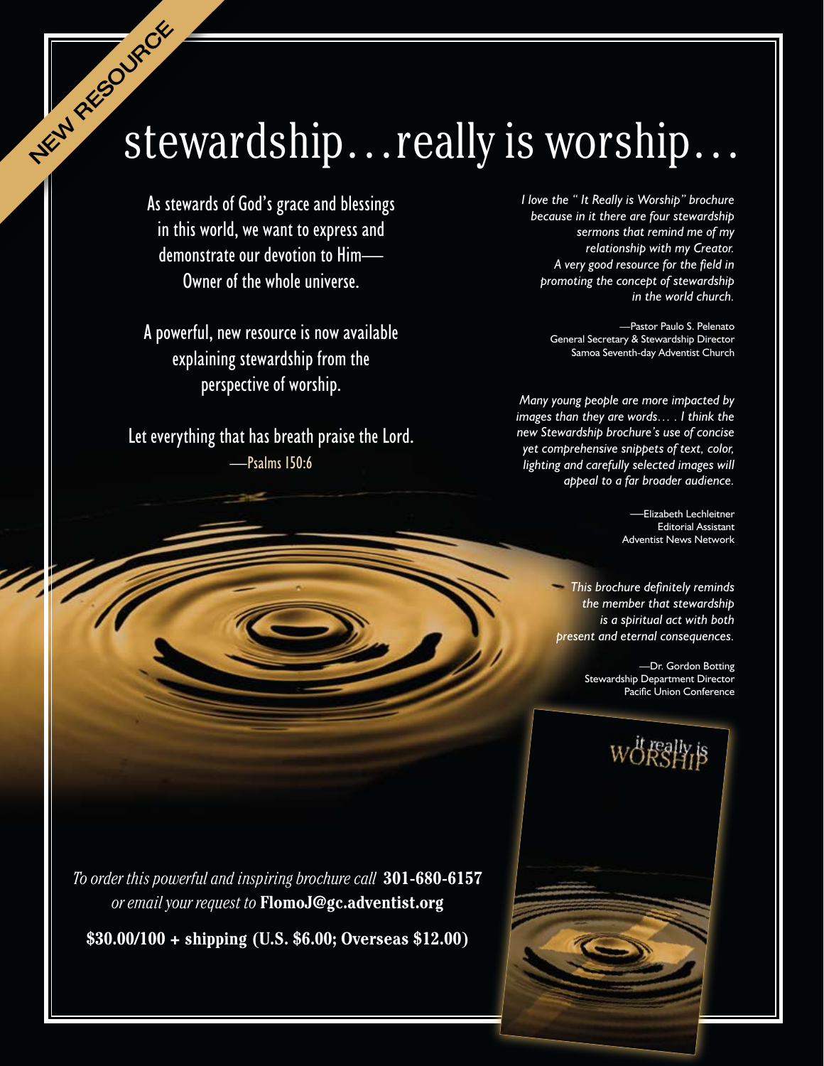NEW RESOURCE

# stewardship…really is worship…

As stewards of God's grace and blessings in this world, we want to express and demonstrate our devotion to Him—Owner of the whole universe.

A powerful, new resource is now available explaining stewardship from the perspective of worship.

Let everything that has breath praise the Lord.
—Psalms 150:6

*I love the " It Really is Worship" brochure because in it there are four stewardship sermons that remind me of my relationship with my Creator. A very good resource for the field in promoting the concept of stewardship in the world church.*

—Pastor Paulo S. Pelenato
General Secretary & Stewardship Director
Samoa Seventh-day Adventist Church

*Many young people are more impacted by images than they are words… . I think the new Stewardship brochure's use of concise yet comprehensive snippets of text, color, lighting and carefully selected images will appeal to a far broader audience.*

—Elizabeth Lechleitner
Editorial Assistant
Adventist News Network

*This brochure definitely reminds the member that stewardship is a spiritual act with both present and eternal consequences.*

—Dr. Gordon Botting
Stewardship Department Director
Pacific Union Conference

it really is WORSHIP

*To order this powerful and inspiring brochure call* **301-680-6157** *or email your request to* **FlomoJ@gc.adventist.org**

**$30.00/100 + shipping (U.S. $6.00; Overseas $12.00)**